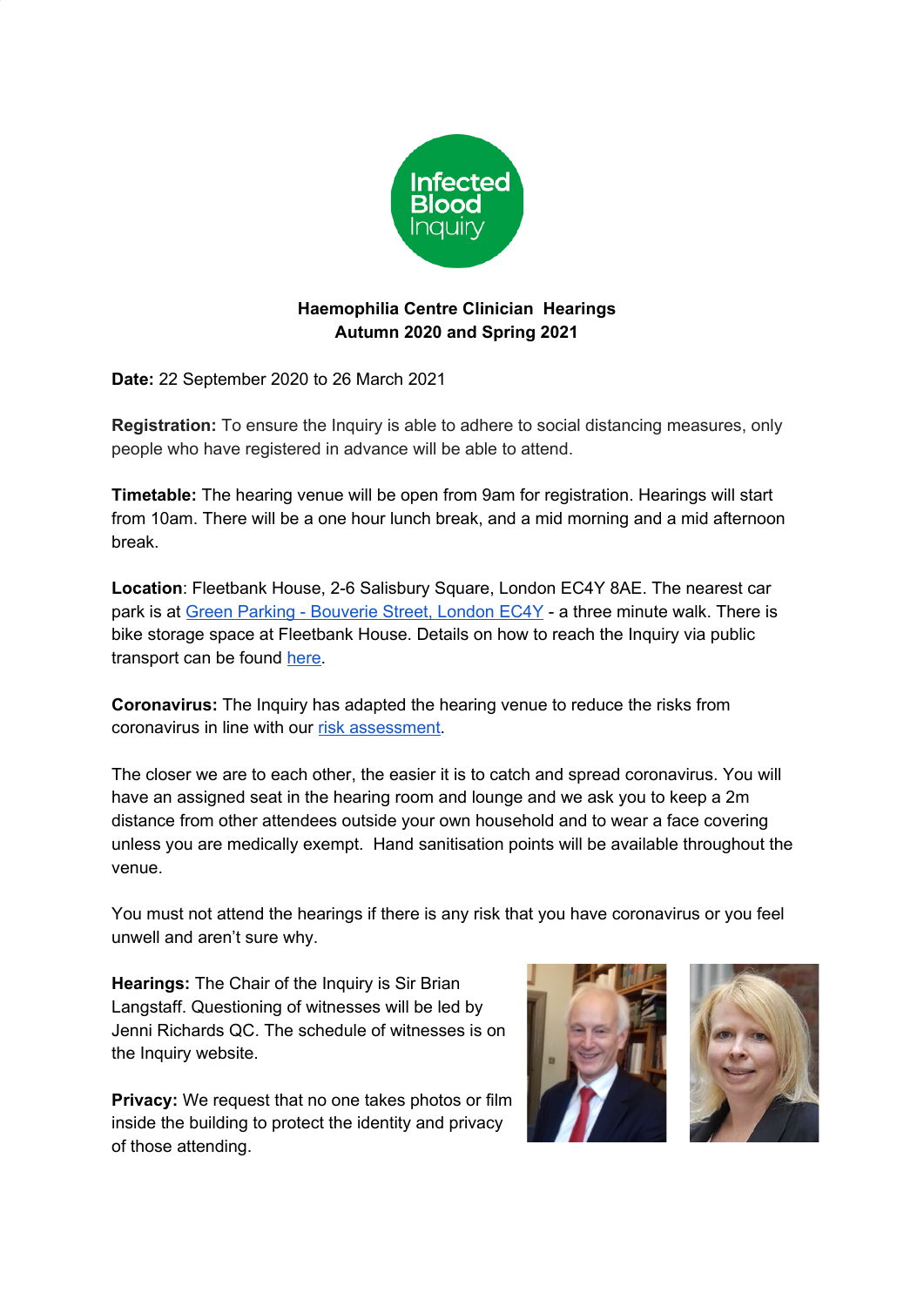Infected Blood Inquiry

**Haemophilia Centre Clinician Hearings**
**Autumn 2020 and Spring 2021**

**Date:** 22 September 2020 to 26 March 2021

**Registration:** To ensure the Inquiry is able to adhere to social distancing measures, only people who have registered in advance will be able to attend.

**Timetable:** The hearing venue will be open from 9am for registration. Hearings will start from 10am. There will be a one hour lunch break, and a mid morning and a mid afternoon break.

**Location**: Fleetbank House, 2-6 Salisbury Square, London EC4Y 8AE. The nearest car park is at [Green Parking - Bouverie Street, London EC4Y]() - a three minute walk. There is bike storage space at Fleetbank House. Details on how to reach the Inquiry via public transport can be found [here]().

**Coronavirus:** The Inquiry has adapted the hearing venue to reduce the risks from coronavirus in line with our [risk assessment]().

The closer we are to each other, the easier it is to catch and spread coronavirus. You will have an assigned seat in the hearing room and lounge and we ask you to keep a 2m distance from other attendees outside your own household and to wear a face covering unless you are medically exempt. Hand sanitisation points will be available throughout the venue.

You must not attend the hearings if there is any risk that you have coronavirus or you feel unwell and aren't sure why.

**Hearings:** The Chair of the Inquiry is Sir Brian Langstaff. Questioning of witnesses will be led by Jenni Richards QC. The schedule of witnesses is on the Inquiry website.

**Privacy:** We request that no one takes photos or film inside the building to protect the identity and privacy of those attending.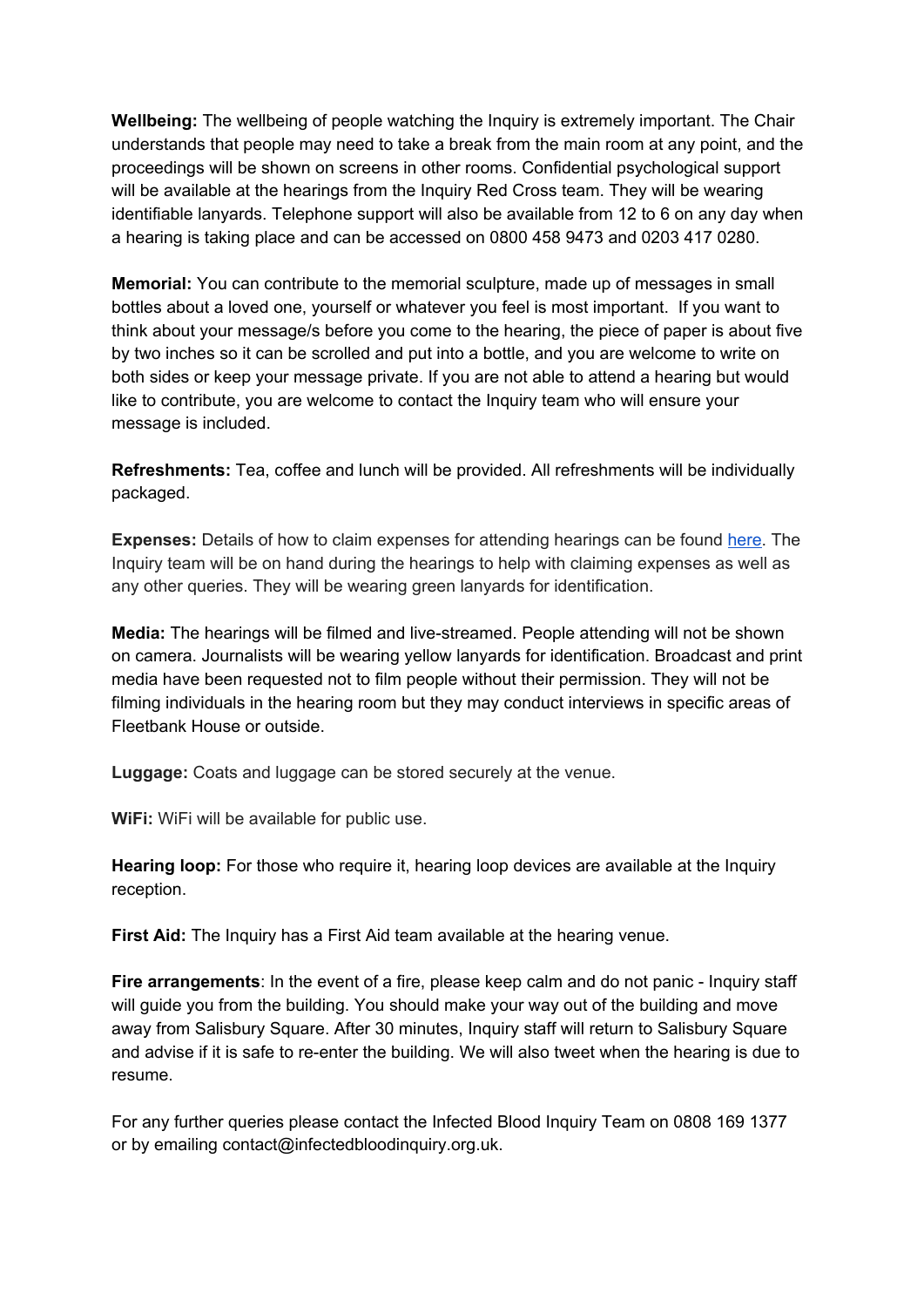**Wellbeing:** The wellbeing of people watching the Inquiry is extremely important. The Chair understands that people may need to take a break from the main room at any point, and the proceedings will be shown on screens in other rooms. Confidential psychological support will be available at the hearings from the Inquiry Red Cross team. They will be wearing identifiable lanyards. Telephone support will also be available from 12 to 6 on any day when a hearing is taking place and can be accessed on 0800 458 9473 and 0203 417 0280.

**Memorial:** You can contribute to the memorial sculpture, made up of messages in small bottles about a loved one, yourself or whatever you feel is most important. If you want to think about your message/s before you come to the hearing, the piece of paper is about five by two inches so it can be scrolled and put into a bottle, and you are welcome to write on both sides or keep your message private. If you are not able to attend a hearing but would like to contribute, you are welcome to contact the Inquiry team who will ensure your message is included.

**Refreshments:** Tea, coffee and lunch will be provided. All refreshments will be individually packaged.

**Expenses:** Details of how to claim expenses for attending hearings can be found here. The Inquiry team will be on hand during the hearings to help with claiming expenses as well as any other queries. They will be wearing green lanyards for identification.

**Media:** The hearings will be filmed and live-streamed. People attending will not be shown on camera. Journalists will be wearing yellow lanyards for identification. Broadcast and print media have been requested not to film people without their permission. They will not be filming individuals in the hearing room but they may conduct interviews in specific areas of Fleetbank House or outside.

**Luggage:** Coats and luggage can be stored securely at the venue.

**WiFi:** WiFi will be available for public use.

**Hearing loop:** For those who require it, hearing loop devices are available at the Inquiry reception.

**First Aid:** The Inquiry has a First Aid team available at the hearing venue.

**Fire arrangements**: In the event of a fire, please keep calm and do not panic - Inquiry staff will guide you from the building. You should make your way out of the building and move away from Salisbury Square. After 30 minutes, Inquiry staff will return to Salisbury Square and advise if it is safe to re-enter the building. We will also tweet when the hearing is due to resume.

For any further queries please contact the Infected Blood Inquiry Team on 0808 169 1377 or by emailing contact@infectedbloodinquiry.org.uk.